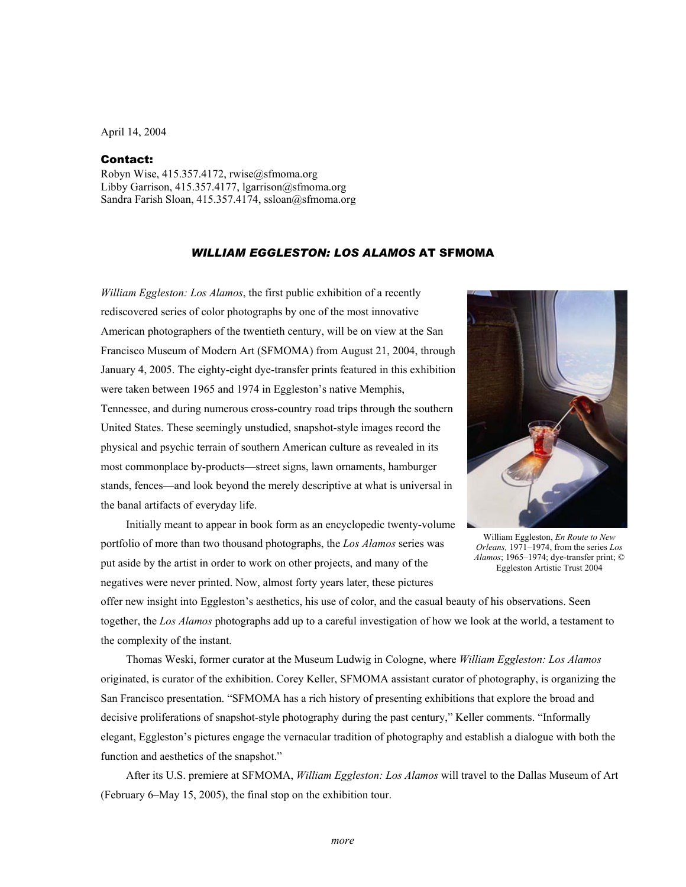April 14, 2004

**Contact:**
Robyn Wise, 415.357.4172, rwise@sfmoma.org
Libby Garrison, 415.357.4177, lgarrison@sfmoma.org
Sandra Farish Sloan, 415.357.4174, ssloan@sfmoma.org

## *WILLIAM EGGLESTON: LOS ALAMOS* AT SFMOMA

*William Eggleston: Los Alamos*, the first public exhibition of a recently rediscovered series of color photographs by one of the most innovative American photographers of the twentieth century, will be on view at the San Francisco Museum of Modern Art (SFMOMA) from August 21, 2004, through January 4, 2005. The eighty-eight dye-transfer prints featured in this exhibition were taken between 1965 and 1974 in Eggleston's native Memphis, Tennessee, and during numerous cross-country road trips through the southern United States. These seemingly unstudied, snapshot-style images record the physical and psychic terrain of southern American culture as revealed in its most commonplace by-products—street signs, lawn ornaments, hamburger stands, fences—and look beyond the merely descriptive at what is universal in the banal artifacts of everyday life.

William Eggleston, *En Route to New Orleans,* 1971–1974, from the series *Los Alamos*; 1965–1974; dye-transfer print; © Eggleston Artistic Trust 2004

Initially meant to appear in book form as an encyclopedic twenty-volume portfolio of more than two thousand photographs, the *Los Alamos* series was put aside by the artist in order to work on other projects, and many of the negatives were never printed. Now, almost forty years later, these pictures offer new insight into Eggleston's aesthetics, his use of color, and the casual beauty of his observations. Seen together, the *Los Alamos* photographs add up to a careful investigation of how we look at the world, a testament to the complexity of the instant.

Thomas Weski, former curator at the Museum Ludwig in Cologne, where *William Eggleston: Los Alamos* originated, is curator of the exhibition. Corey Keller, SFMOMA assistant curator of photography, is organizing the San Francisco presentation. "SFMOMA has a rich history of presenting exhibitions that explore the broad and decisive proliferations of snapshot-style photography during the past century," Keller comments. "Informally elegant, Eggleston's pictures engage the vernacular tradition of photography and establish a dialogue with both the function and aesthetics of the snapshot."

After its U.S. premiere at SFMOMA, *William Eggleston: Los Alamos* will travel to the Dallas Museum of Art (February 6–May 15, 2005), the final stop on the exhibition tour.

*more*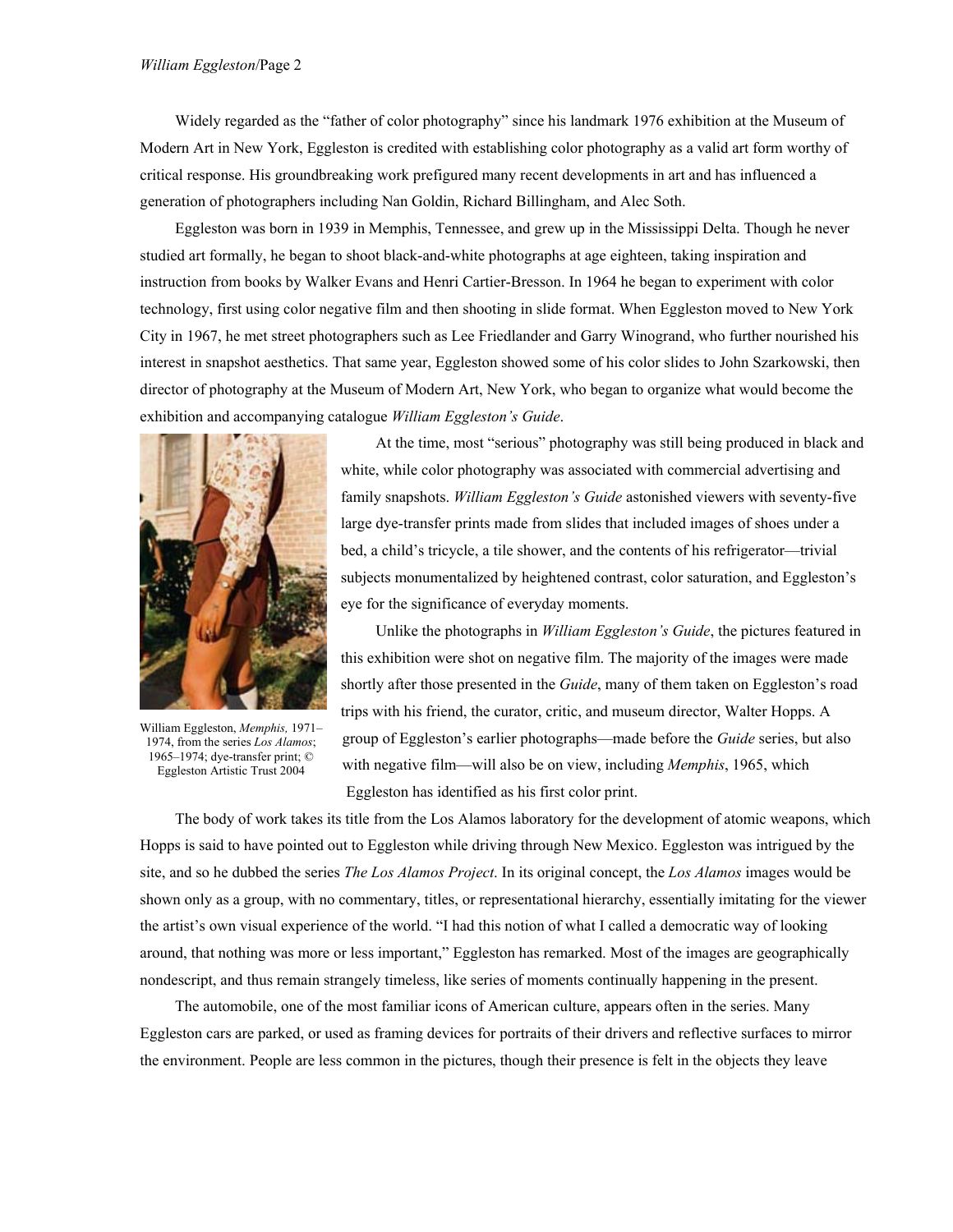Widely regarded as the "father of color photography" since his landmark 1976 exhibition at the Museum of Modern Art in New York, Eggleston is credited with establishing color photography as a valid art form worthy of critical response. His groundbreaking work prefigured many recent developments in art and has influenced a generation of photographers including Nan Goldin, Richard Billingham, and Alec Soth.

Eggleston was born in 1939 in Memphis, Tennessee, and grew up in the Mississippi Delta. Though he never studied art formally, he began to shoot black-and-white photographs at age eighteen, taking inspiration and instruction from books by Walker Evans and Henri Cartier-Bresson. In 1964 he began to experiment with color technology, first using color negative film and then shooting in slide format. When Eggleston moved to New York City in 1967, he met street photographers such as Lee Friedlander and Garry Winogrand, who further nourished his interest in snapshot aesthetics. That same year, Eggleston showed some of his color slides to John Szarkowski, then director of photography at the Museum of Modern Art, New York, who began to organize what would become the exhibition and accompanying catalogue *William Eggleston's Guide*.

William Eggleston, *Memphis,* 1971–1974, from the series *Los Alamos*; 1965–1974; dye-transfer print; © Eggleston Artistic Trust 2004

At the time, most "serious" photography was still being produced in black and white, while color photography was associated with commercial advertising and family snapshots. *William Eggleston's Guide* astonished viewers with seventy-five large dye-transfer prints made from slides that included images of shoes under a bed, a child's tricycle, a tile shower, and the contents of his refrigerator—trivial subjects monumentalized by heightened contrast, color saturation, and Eggleston's eye for the significance of everyday moments.

Unlike the photographs in *William Eggleston's Guide*, the pictures featured in this exhibition were shot on negative film. The majority of the images were made shortly after those presented in the *Guide*, many of them taken on Eggleston's road trips with his friend, the curator, critic, and museum director, Walter Hopps. A group of Eggleston's earlier photographs—made before the *Guide* series, but also with negative film—will also be on view, including *Memphis*, 1965, which Eggleston has identified as his first color print.

The body of work takes its title from the Los Alamos laboratory for the development of atomic weapons, which Hopps is said to have pointed out to Eggleston while driving through New Mexico. Eggleston was intrigued by the site, and so he dubbed the series *The Los Alamos Project*. In its original concept, the *Los Alamos* images would be shown only as a group, with no commentary, titles, or representational hierarchy, essentially imitating for the viewer the artist's own visual experience of the world. "I had this notion of what I called a democratic way of looking around, that nothing was more or less important," Eggleston has remarked. Most of the images are geographically nondescript, and thus remain strangely timeless, like series of moments continually happening in the present.

The automobile, one of the most familiar icons of American culture, appears often in the series. Many Eggleston cars are parked, or used as framing devices for portraits of their drivers and reflective surfaces to mirror the environment. People are less common in the pictures, though their presence is felt in the objects they leave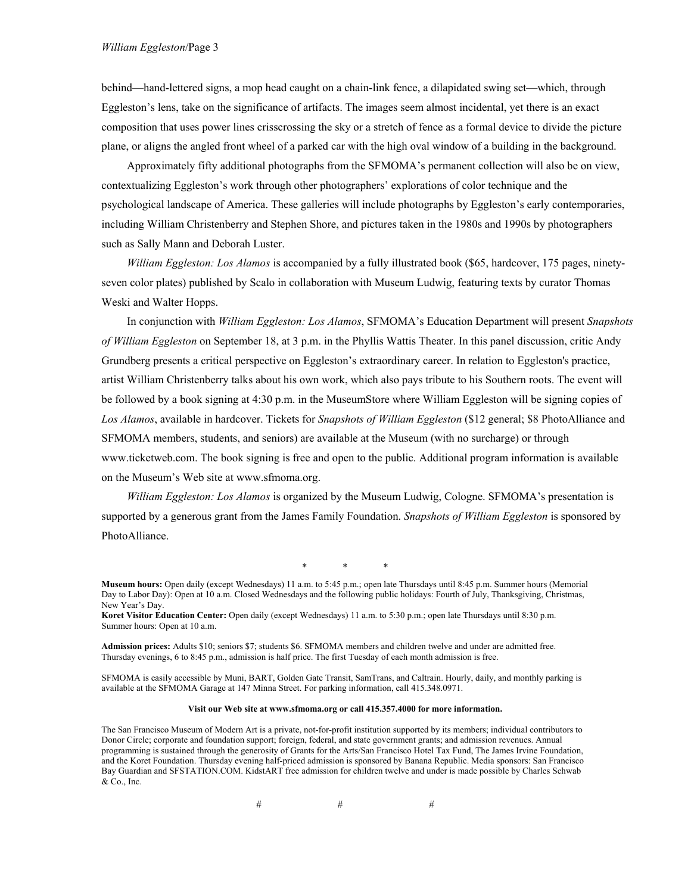behind—hand-lettered signs, a mop head caught on a chain-link fence, a dilapidated swing set—which, through Eggleston's lens, take on the significance of artifacts. The images seem almost incidental, yet there is an exact composition that uses power lines crisscrossing the sky or a stretch of fence as a formal device to divide the picture plane, or aligns the angled front wheel of a parked car with the high oval window of a building in the background.

Approximately fifty additional photographs from the SFMOMA's permanent collection will also be on view, contextualizing Eggleston's work through other photographers' explorations of color technique and the psychological landscape of America. These galleries will include photographs by Eggleston's early contemporaries, including William Christenberry and Stephen Shore, and pictures taken in the 1980s and 1990s by photographers such as Sally Mann and Deborah Luster.

*William Eggleston: Los Alamos* is accompanied by a fully illustrated book ($65, hardcover, 175 pages, ninety-seven color plates) published by Scalo in collaboration with Museum Ludwig, featuring texts by curator Thomas Weski and Walter Hopps.

In conjunction with *William Eggleston: Los Alamos*, SFMOMA's Education Department will present *Snapshots of William Eggleston* on September 18, at 3 p.m. in the Phyllis Wattis Theater. In this panel discussion, critic Andy Grundberg presents a critical perspective on Eggleston's extraordinary career. In relation to Eggleston's practice, artist William Christenberry talks about his own work, which also pays tribute to his Southern roots. The event will be followed by a book signing at 4:30 p.m. in the MuseumStore where William Eggleston will be signing copies of *Los Alamos*, available in hardcover. Tickets for *Snapshots of William Eggleston* ($12 general; $8 PhotoAlliance and SFMOMA members, students, and seniors) are available at the Museum (with no surcharge) or through www.ticketweb.com. The book signing is free and open to the public. Additional program information is available on the Museum's Web site at www.sfmoma.org.

*William Eggleston: Los Alamos* is organized by the Museum Ludwig, Cologne. SFMOMA's presentation is supported by a generous grant from the James Family Foundation. *Snapshots of William Eggleston* is sponsored by PhotoAlliance.

\* \* \*

**Museum hours:** Open daily (except Wednesdays) 11 a.m. to 5:45 p.m.; open late Thursdays until 8:45 p.m. Summer hours (Memorial Day to Labor Day): Open at 10 a.m. Closed Wednesdays and the following public holidays: Fourth of July, Thanksgiving, Christmas, New Year's Day.
**Koret Visitor Education Center:** Open daily (except Wednesdays) 11 a.m. to 5:30 p.m.; open late Thursdays until 8:30 p.m. Summer hours: Open at 10 a.m.

**Admission prices:** Adults $10; seniors $7; students $6. SFMOMA members and children twelve and under are admitted free. Thursday evenings, 6 to 8:45 p.m., admission is half price. The first Tuesday of each month admission is free.

SFMOMA is easily accessible by Muni, BART, Golden Gate Transit, SamTrans, and Caltrain. Hourly, daily, and monthly parking is available at the SFMOMA Garage at 147 Minna Street. For parking information, call 415.348.0971.

**Visit our Web site at www.sfmoma.org or call 415.357.4000 for more information.**

The San Francisco Museum of Modern Art is a private, not-for-profit institution supported by its members; individual contributors to Donor Circle; corporate and foundation support; foreign, federal, and state government grants; and admission revenues. Annual programming is sustained through the generosity of Grants for the Arts/San Francisco Hotel Tax Fund, The James Irvine Foundation, and the Koret Foundation. Thursday evening half-priced admission is sponsored by Banana Republic. Media sponsors: San Francisco Bay Guardian and SFSTATION.COM. KidstART free admission for children twelve and under is made possible by Charles Schwab & Co., Inc.

\# \# \#